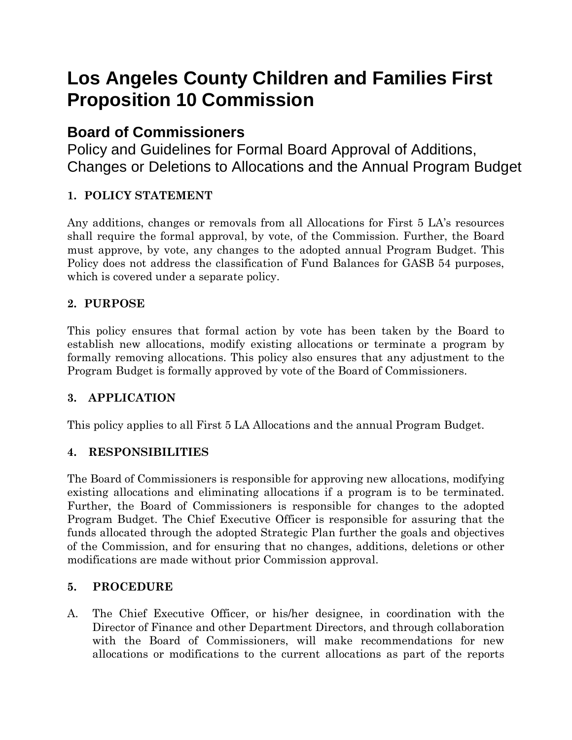# Los Angeles County Children and Families First Proposition 10 Commission

## Board of Commissioners

Policy and Guidelines for Formal Board Approval of Additions, Changes or Deletions to Allocations and the Annual Program Budget

### 1. POLICY STATEMENT

Any additions, changes or removals from all Allocations for First 5 LA's resources shall require the formal approval, by vote, of the Commission. Further, the Board must approve, by vote, any changes to the adopted annual Program Budget. This Policy does not address the classification of Fund Balances for GASB 54 purposes, which is covered under a separate policy.

### 2. PURPOSE

This policy ensures that formal action by vote has been taken by the Board to establish new allocations, modify existing allocations or terminate a program by formally removing allocations. This policy also ensures that any adjustment to the Program Budget is formally approved by vote of the Board of Commissioners.

### 3. APPLICATION

This policy applies to all First 5 LA Allocations and the annual Program Budget.

### 4. RESPONSIBILITIES

The Board of Commissioners is responsible for approving new allocations, modifying existing allocations and eliminating allocations if a program is to be terminated. Further, the Board of Commissioners is responsible for changes to the adopted Program Budget. The Chief Executive Officer is responsible for assuring that the funds allocated through the adopted Strategic Plan further the goals and objectives of the Commission, and for ensuring that no changes, additions, deletions or other modifications are made without prior Commission approval.

### 5. PROCEDURE

A. The Chief Executive Officer, or his/her designee, in coordination with the Director of Finance and other Department Directors, and through collaboration with the Board of Commissioners, will make recommendations for new allocations or modifications to the current allocations as part of the reports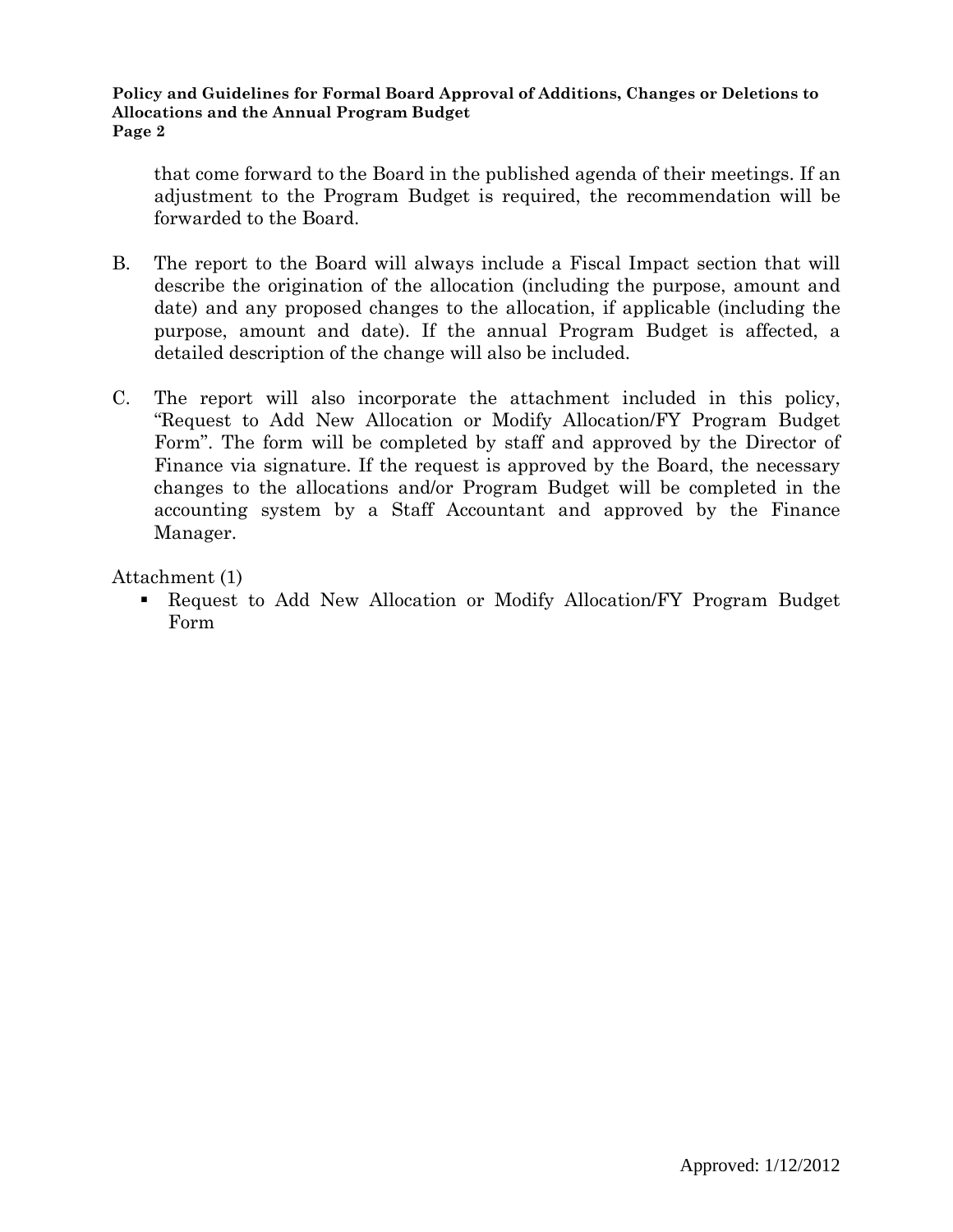that come forward to the Board in the published agenda of their meetings. If an adjustment to the Program Budget is required, the recommendation will be forwarded to the Board.

B. The report to the Board will always include a Fiscal Impact section that will describe the origination of the allocation (including the purpose, amount and date) and any proposed changes to the allocation, if applicable (including the purpose, amount and date). If the annual Program Budget is affected, a detailed description of the change will also be included.

C. The report will also incorporate the attachment included in this policy, "Request to Add New Allocation or Modify Allocation/FY Program Budget Form". The form will be completed by staff and approved by the Director of Finance via signature. If the request is approved by the Board, the necessary changes to the allocations and/or Program Budget will be completed in the accounting system by a Staff Accountant and approved by the Finance Manager.

Attachment (1)

- Request to Add New Allocation or Modify Allocation/FY Program Budget Form

Approved: 1/12/2012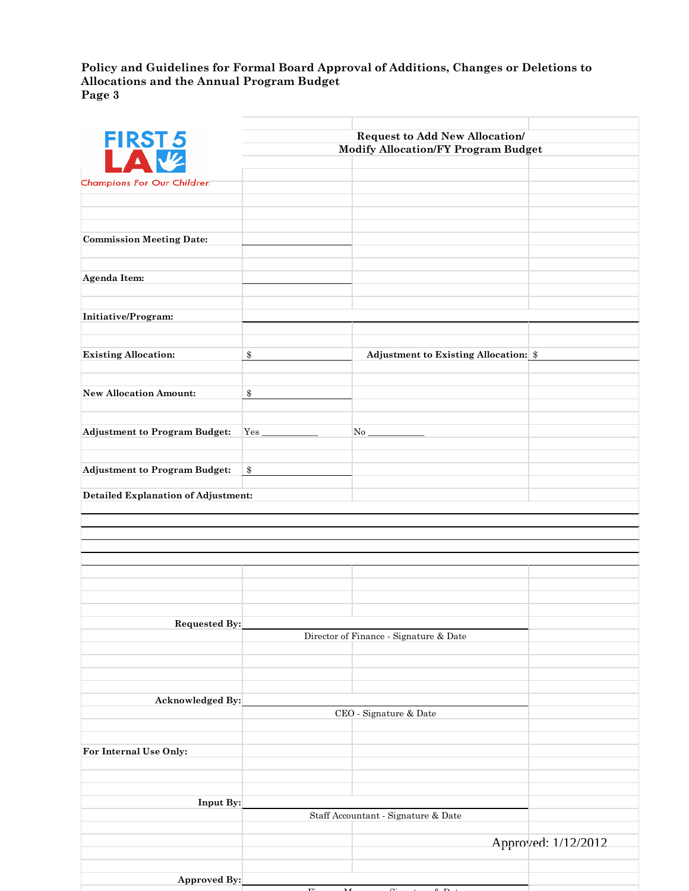**Policy and Guidelines for Formal Board Approval of Additions, Changes or Deletions to Allocations and the Annual Program Budget**
**Page 3**

FIRST 5 LA
Champions For Our Children

**Request to Add New Allocation/ Modify Allocation/FY Program Budget**

**Commission Meeting Date:** ____________

**Agenda Item:** ____________

**Initiative/Program:** ____________

**Existing Allocation:** $ ____________ **Adjustment to Existing Allocation:** $ ____________

**New Allocation Amount:** $ ____________

**Adjustment to Program Budget:** Yes ___________ No ___________

**Adjustment to Program Budget:** $ ____________

**Detailed Explanation of Adjustment:**

____________

____________

____________

____________

**Requested By:** ____________
Director of Finance - Signature & Date

**Acknowledged By:** ____________
CEO - Signature & Date

**For Internal Use Only:**

**Input By:** ____________
Staff Accountant - Signature & Date

Approved: 1/12/2012

**Approved By:** ____________
Finance Manager - Signature & Date